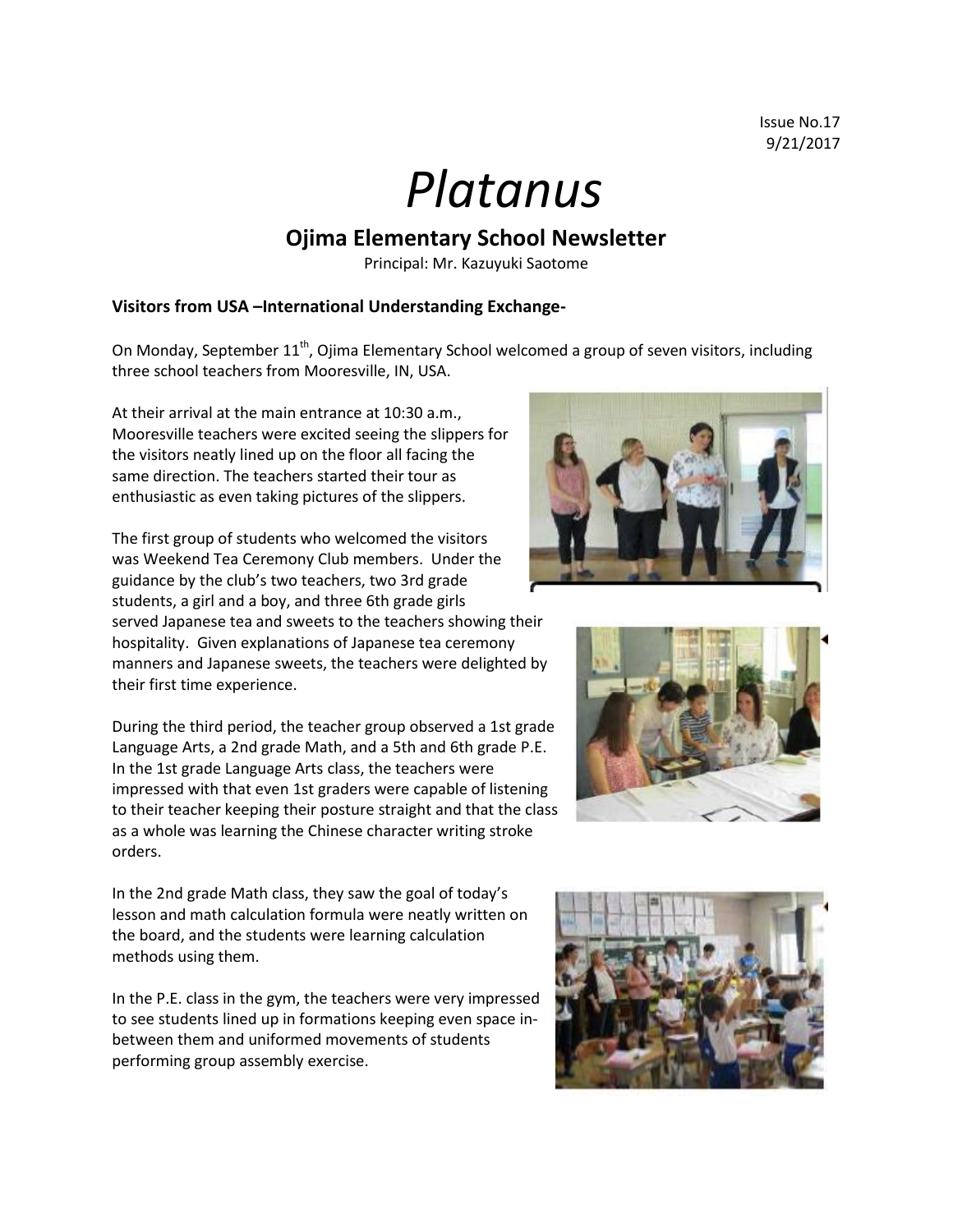Issue No.17
9/21/2017

# *Platanus*

## Ojima Elementary School Newsletter

Principal: Mr. Kazuyuki Saotome

### Visitors from USA –International Understanding Exchange-

On Monday, September 11th, Ojima Elementary School welcomed a group of seven visitors, including three school teachers from Mooresville, IN, USA.

At their arrival at the main entrance at 10:30 a.m., Mooresville teachers were excited seeing the slippers for the visitors neatly lined up on the floor all facing the same direction. The teachers started their tour as enthusiastic as even taking pictures of the slippers.

The first group of students who welcomed the visitors was Weekend Tea Ceremony Club members. Under the guidance by the club's two teachers, two 3rd grade students, a girl and a boy, and three 6th grade girls served Japanese tea and sweets to the teachers showing their hospitality. Given explanations of Japanese tea ceremony manners and Japanese sweets, the teachers were delighted by their first time experience.

During the third period, the teacher group observed a 1st grade Language Arts, a 2nd grade Math, and a 5th and 6th grade P.E. In the 1st grade Language Arts class, the teachers were impressed with that even 1st graders were capable of listening to their teacher keeping their posture straight and that the class as a whole was learning the Chinese character writing stroke orders.

In the 2nd grade Math class, they saw the goal of today's lesson and math calculation formula were neatly written on the board, and the students were learning calculation methods using them.

In the P.E. class in the gym, the teachers were very impressed to see students lined up in formations keeping even space in-between them and uniformed movements of students performing group assembly exercise.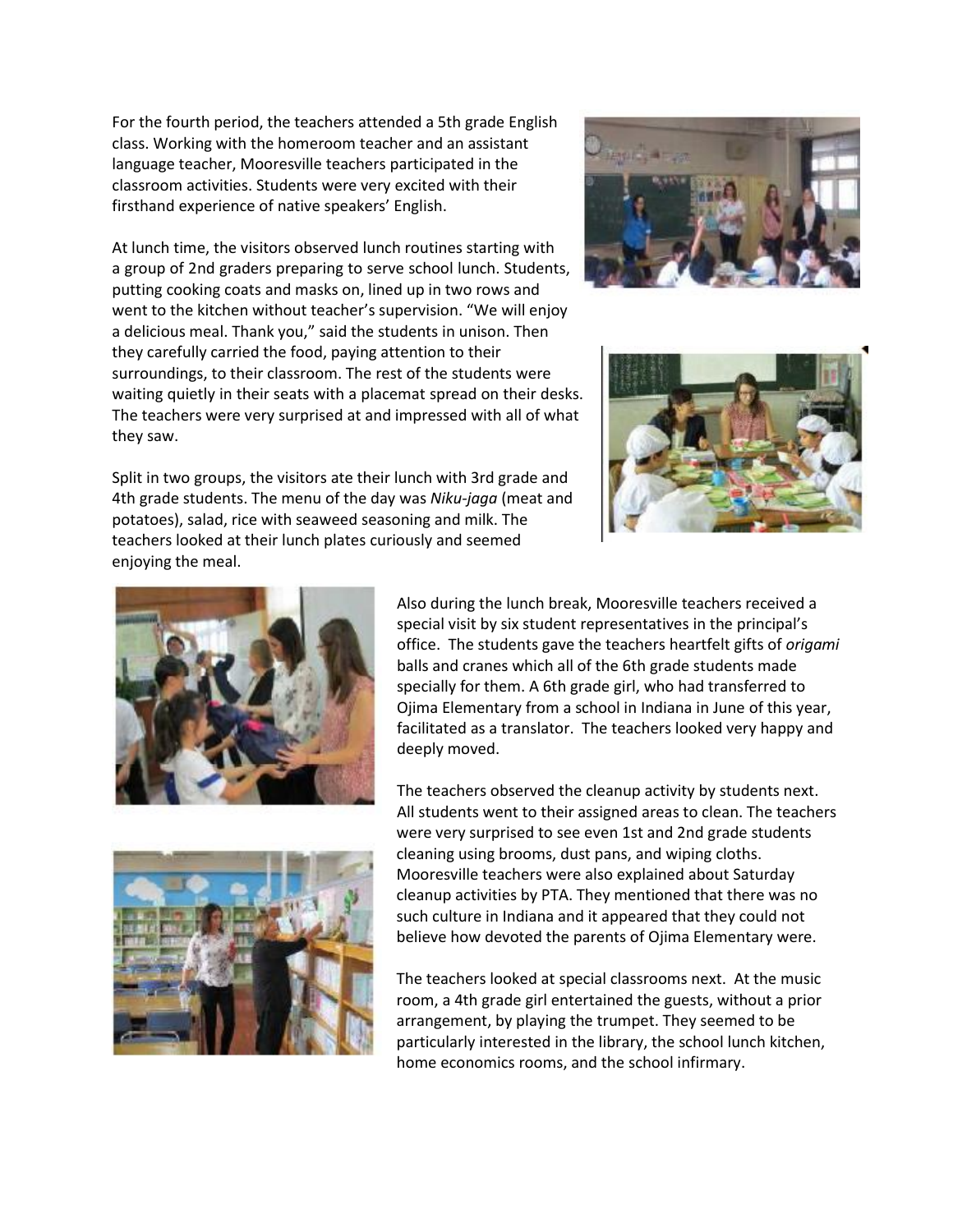For the fourth period, the teachers attended a 5th grade English class. Working with the homeroom teacher and an assistant language teacher, Mooresville teachers participated in the classroom activities. Students were very excited with their firsthand experience of native speakers' English.

At lunch time, the visitors observed lunch routines starting with a group of 2nd graders preparing to serve school lunch. Students, putting cooking coats and masks on, lined up in two rows and went to the kitchen without teacher's supervision. "We will enjoy a delicious meal. Thank you," said the students in unison. Then they carefully carried the food, paying attention to their surroundings, to their classroom. The rest of the students were waiting quietly in their seats with a placemat spread on their desks. The teachers were very surprised at and impressed with all of what they saw.

Split in two groups, the visitors ate their lunch with 3rd grade and 4th grade students. The menu of the day was *Niku-jaga* (meat and potatoes), salad, rice with seaweed seasoning and milk. The teachers looked at their lunch plates curiously and seemed enjoying the meal.

Also during the lunch break, Mooresville teachers received a special visit by six student representatives in the principal's office. The students gave the teachers heartfelt gifts of *origami* balls and cranes which all of the 6th grade students made specially for them. A 6th grade girl, who had transferred to Ojima Elementary from a school in Indiana in June of this year, facilitated as a translator. The teachers looked very happy and deeply moved.

The teachers observed the cleanup activity by students next. All students went to their assigned areas to clean. The teachers were very surprised to see even 1st and 2nd grade students cleaning using brooms, dust pans, and wiping cloths. Mooresville teachers were also explained about Saturday cleanup activities by PTA. They mentioned that there was no such culture in Indiana and it appeared that they could not believe how devoted the parents of Ojima Elementary were.

The teachers looked at special classrooms next. At the music room, a 4th grade girl entertained the guests, without a prior arrangement, by playing the trumpet. They seemed to be particularly interested in the library, the school lunch kitchen, home economics rooms, and the school infirmary.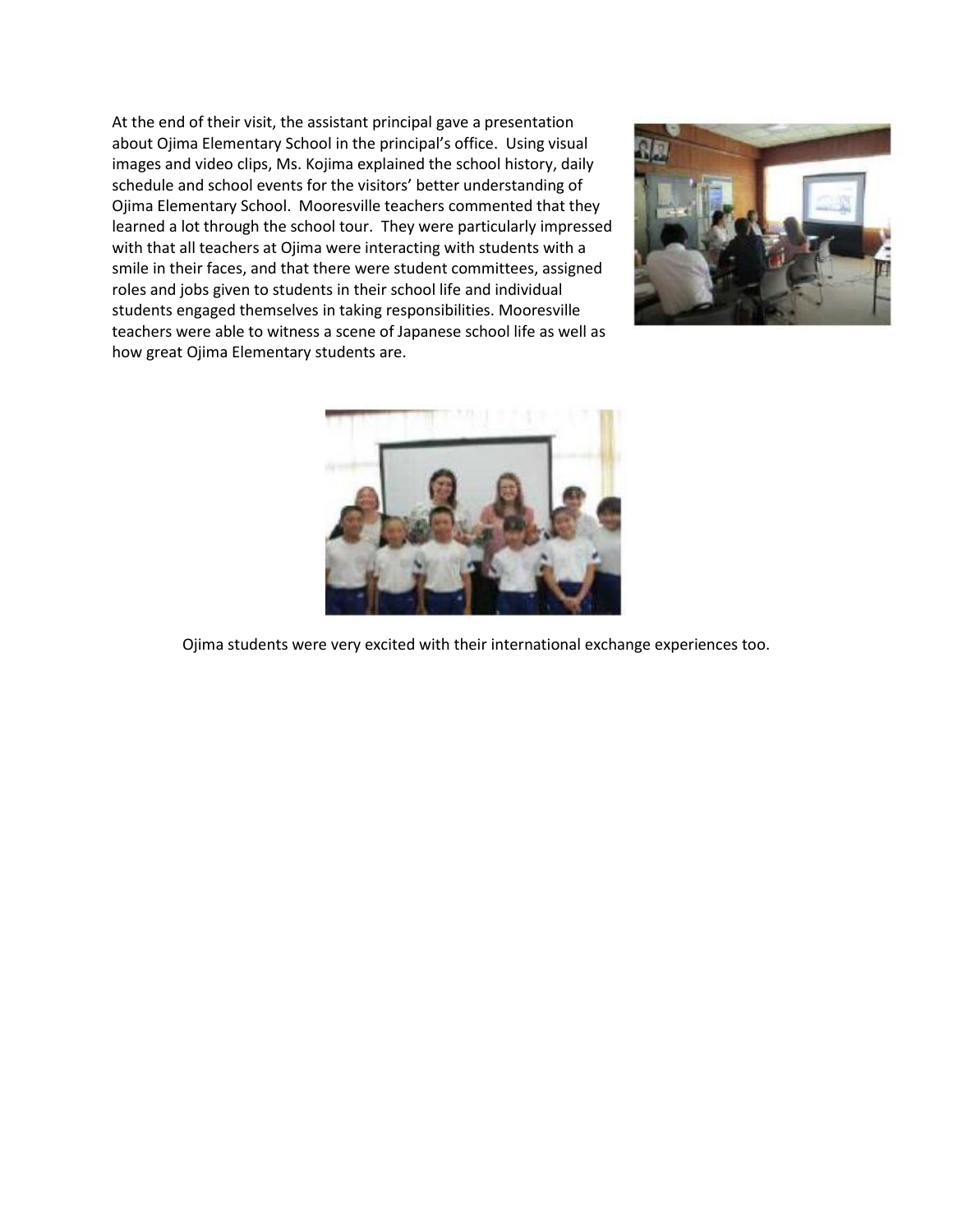At the end of their visit, the assistant principal gave a presentation about Ojima Elementary School in the principal's office. Using visual images and video clips, Ms. Kojima explained the school history, daily schedule and school events for the visitors' better understanding of Ojima Elementary School. Mooresville teachers commented that they learned a lot through the school tour. They were particularly impressed with that all teachers at Ojima were interacting with students with a smile in their faces, and that there were student committees, assigned roles and jobs given to students in their school life and individual students engaged themselves in taking responsibilities. Mooresville teachers were able to witness a scene of Japanese school life as well as how great Ojima Elementary students are.

Ojima students were very excited with their international exchange experiences too.